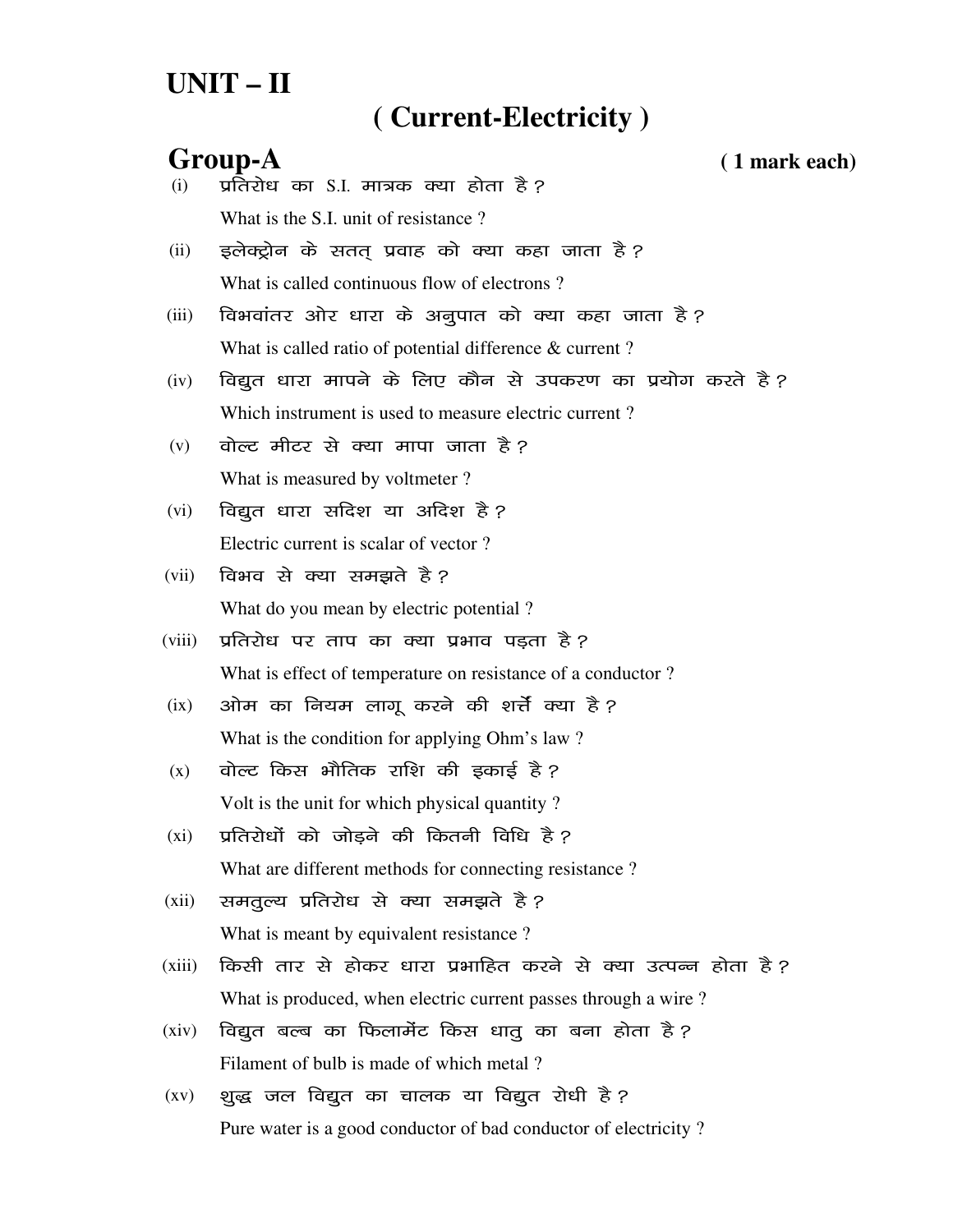# UNIT – II

## ( Current-Electricity )

### Group-A ( 1 mark each)

(i) प्रतिरोध का S.I. मात्रक क्या होता है ?

What is the S.I. unit of resistance ?

(ii) इलेक्ट्रोन के सतत् प्रवाह को क्या कहा जाता है ?

What is called continuous flow of electrons ?

(iii) विभवांतर ओर धारा के अनुपात को क्या कहा जाता है ?

What is called ratio of potential difference & current ?

(iv) विद्युत धारा मापने के लिए कौन से उपकरण का प्रयोग करते है ?

Which instrument is used to measure electric current ?

(v) वोल्ट मीटर से क्या मापा जाता है ?

What is measured by voltmeter ?

(vi) विद्युत धारा सदिश या अदिश है ?

Electric current is scalar of vector ?

(vii) विभव से क्या समझते है ?

What do you mean by electric potential ?

(viii) प्रतिरोध पर ताप का क्या प्रभाव पड़ता है ?

What is effect of temperature on resistance of a conductor ?

(ix) ओम का नियम लागू करने की शर्त्ते क्या है ?

What is the condition for applying Ohm's law ?

(x) वोल्ट किस भौतिक राशि की इकाई है ?

Volt is the unit for which physical quantity ?

(xi) प्रतिरोधों को जोड़ने की कितनी विधि है ?

What are different methods for connecting resistance ?

(xii) समतुल्य प्रतिरोध से क्या समझते है ?

What is meant by equivalent resistance ?

(xiii) किसी तार से होकर धारा प्रभाहित करने से क्या उत्पन्न होता है ?

What is produced, when electric current passes through a wire ?

(xiv) विद्युत बल्ब का फिलामेंट किस धातु का बना होता है ?

Filament of bulb is made of which metal ?

(xv) शुद्ध जल विद्युत का चालक या विद्युत रोधी है ?

Pure water is a good conductor of bad conductor of electricity ?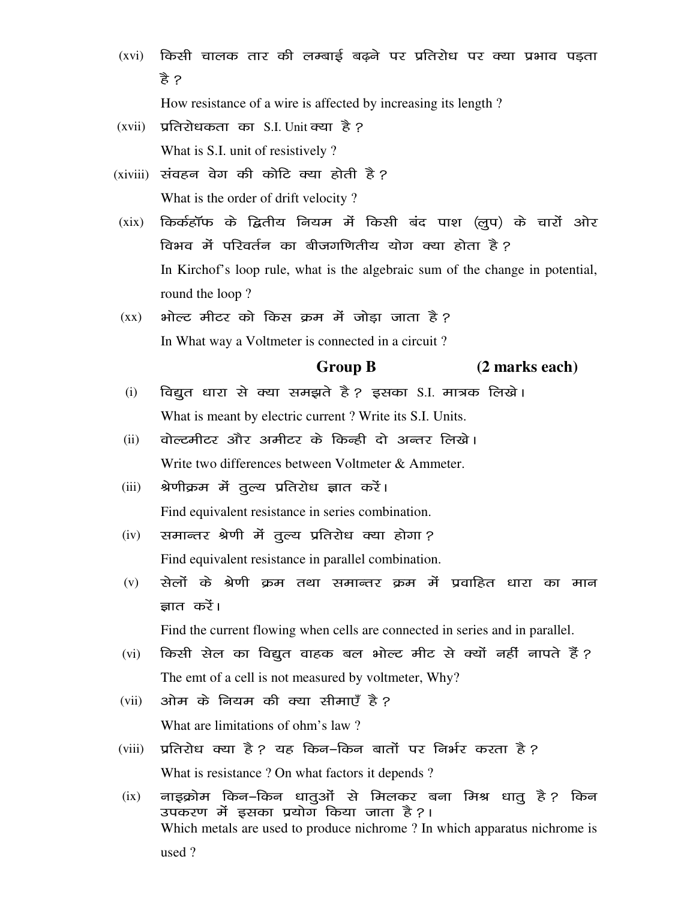(xvi) किसी चालक तार की लम्बाई बढ़ने पर प्रतिरोध पर क्या प्रभाव पड़ता है ?

How resistance of a wire is affected by increasing its length ?

(xvii) प्रतिरोधकता का S.I. Unit क्या है ?

What is S.I. unit of resistively ?

(xiviii) संवहन वेग की कोटि क्या होती है ?

What is the order of drift velocity ?

(xix) किर्कहॉफ के द्वितीय नियम में किसी बंद पाश (लुप) के चारों ओर विभव में परिवर्तन का बीजगणितीय योग क्या होता है ?

In Kirchof's loop rule, what is the algebraic sum of the change in potential, round the loop ?

(xx) भोल्ट मीटर को किस क्रम में जोड़ा जाता है ?

In What way a Voltmeter is connected in a circuit ?

## Group B (2 marks each)

(i) विद्युत धारा से क्या समझते है ? इसका S.I. मात्रक लिखे।

What is meant by electric current ? Write its S.I. Units.

(ii) वोल्टमीटर और अमीटर के किन्ही दो अन्तर लिखे।

Write two differences between Voltmeter & Ammeter.

(iii) श्रेणीक्रम में तुल्य प्रतिरोध ज्ञात करें।

Find equivalent resistance in series combination.

(iv) समान्तर श्रेणी में तुल्य प्रतिरोध क्या होगा ?

Find equivalent resistance in parallel combination.

(v) सेलों के श्रेणी क्रम तथा समान्तर क्रम में प्रवाहित धारा का मान ज्ञात करें।

Find the current flowing when cells are connected in series and in parallel.

(vi) किसी सेल का विद्युत वाहक बल भोल्ट मीट से क्यों नहीं नापते हैं ?

The emt of a cell is not measured by voltmeter, Why?

(vii) ओम के नियम की क्या सीमाएँ है ?

What are limitations of ohm's law ?

(viii) प्रतिरोध क्या है ? यह किन-किन बातों पर निर्भर करता है ?

What is resistance ? On what factors it depends ?

(ix) नाइक्रोम किन-किन धातुओं से मिलकर बना मिश्र धातु है ? किन उपकरण में इसका प्रयोग किया जाता है ?।

Which metals are used to produce nichrome ? In which apparatus nichrome is used ?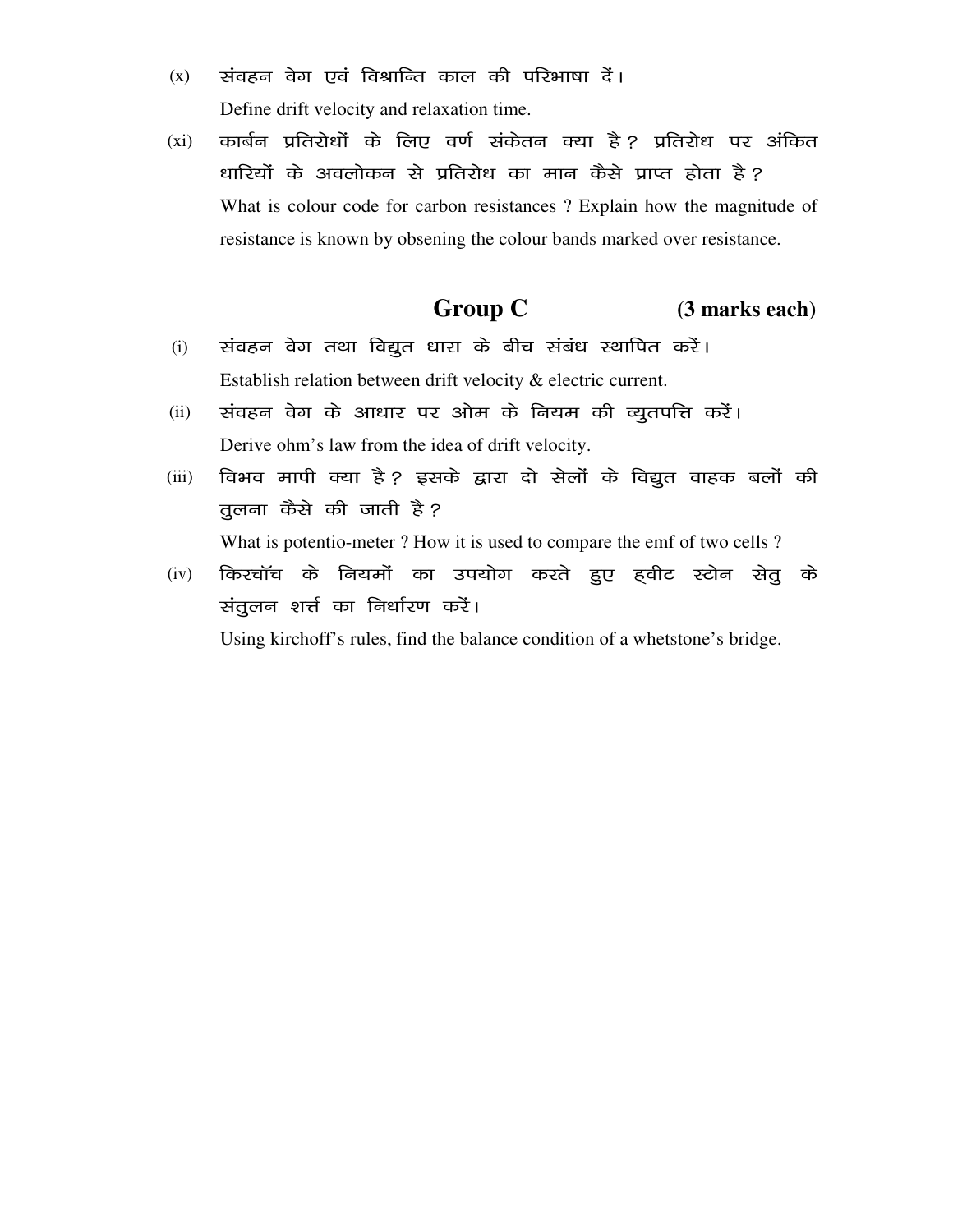(x) संवहन वेग एवं विश्रान्ति काल की परिभाषा दें।

Define drift velocity and relaxation time.

(xi) कार्बन प्रतिरोधों के लिए वर्ण संकेतन क्या है? प्रतिरोध पर अंकित धारियों के अवलोकन से प्रतिरोध का मान कैसे प्राप्त होता है?

What is colour code for carbon resistances ? Explain how the magnitude of resistance is known by obsening the colour bands marked over resistance.

## Group C (3 marks each)

(i) संवहन वेग तथा विद्युत धारा के बीच संबंध स्थापित करें।

Establish relation between drift velocity & electric current.

(ii) संवहन वेग के आधार पर ओम के नियम की व्युतपत्ति करें।

Derive ohm's law from the idea of drift velocity.

(iii) विभव मापी क्या है? इसके द्वारा दो सेलों के विद्युत वाहक बलों की तुलना कैसे की जाती है?

What is potentio-meter ? How it is used to compare the emf of two cells ?

(iv) किरचॉच के नियमों का उपयोग करते हुए ह्वीट स्टोन सेतु के संतुलन शर्त्त का निर्धारण करें।

Using kirchoff's rules, find the balance condition of a whetstone's bridge.